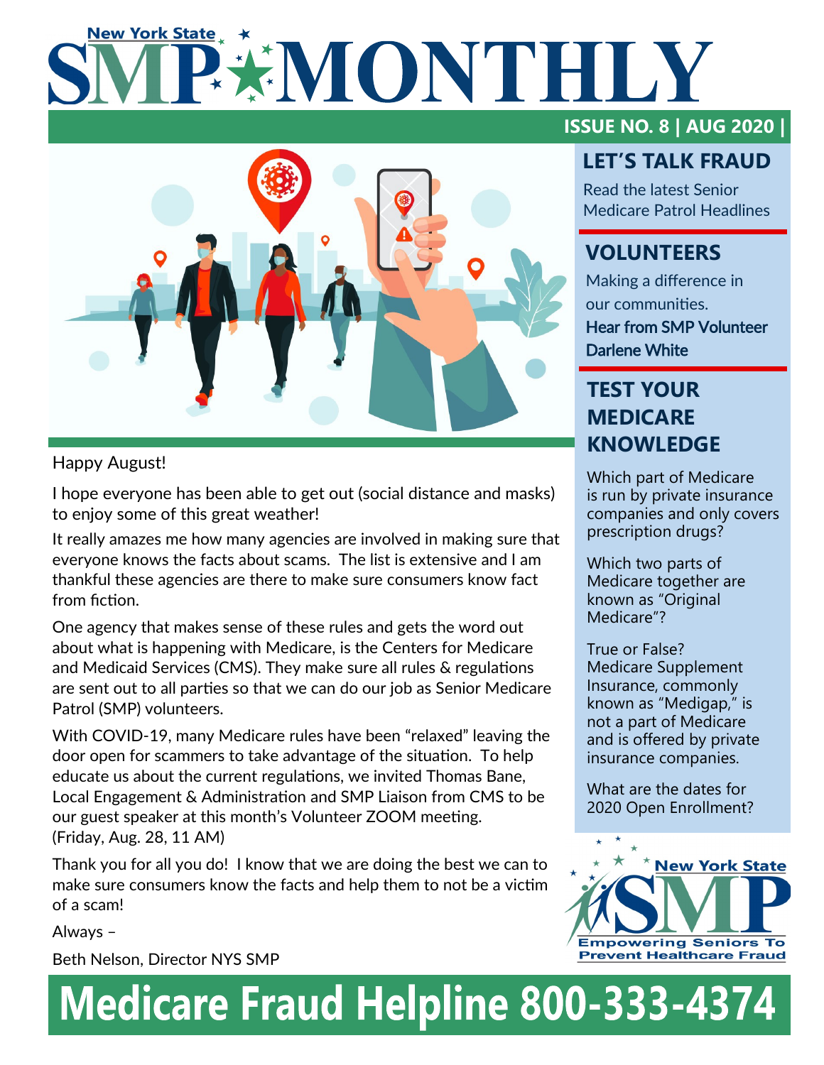# New York State SMP MONTHLY

**ISSUE NO. 8 | AUG 2020 |**

Happy August!

I hope everyone has been able to get out (social distance and masks) to enjoy some of this great weather!

It really amazes me how many agencies are involved in making sure that everyone knows the facts about scams. The list is extensive and I am thankful these agencies are there to make sure consumers know fact from fiction.

One agency that makes sense of these rules and gets the word out about what is happening with Medicare, is the Centers for Medicare and Medicaid Services (CMS). They make sure all rules & regulations are sent out to all parties so that we can do our job as Senior Medicare Patrol (SMP) volunteers.

With COVID-19, many Medicare rules have been "relaxed" leaving the door open for scammers to take advantage of the situation. To help educate us about the current regulations, we invited Thomas Bane, Local Engagement & Administration and SMP Liaison from CMS to be our guest speaker at this month's Volunteer ZOOM meeting. (Friday, Aug. 28, 11 AM)

Thank you for all you do! I know that we are doing the best we can to make sure consumers know the facts and help them to not be a victim of a scam!

Always –

Beth Nelson, Director NYS SMP

## LET'S TALK FRAUD

Read the latest Senior Medicare Patrol Headlines

## VOLUNTEERS

Making a difference in our communities.

**Hear from SMP Volunteer Darlene White**

## TEST YOUR MEDICARE KNOWLEDGE

Which part of Medicare is run by private insurance companies and only covers prescription drugs?

Which two parts of Medicare together are known as "Original Medicare"?

True or False? Medicare Supplement Insurance, commonly known as "Medigap," is not a part of Medicare and is offered by private insurance companies.

What are the dates for 2020 Open Enrollment?

New York State SMP — Empowering Seniors To Prevent Healthcare Fraud

# Medicare Fraud Helpline 800-333-4374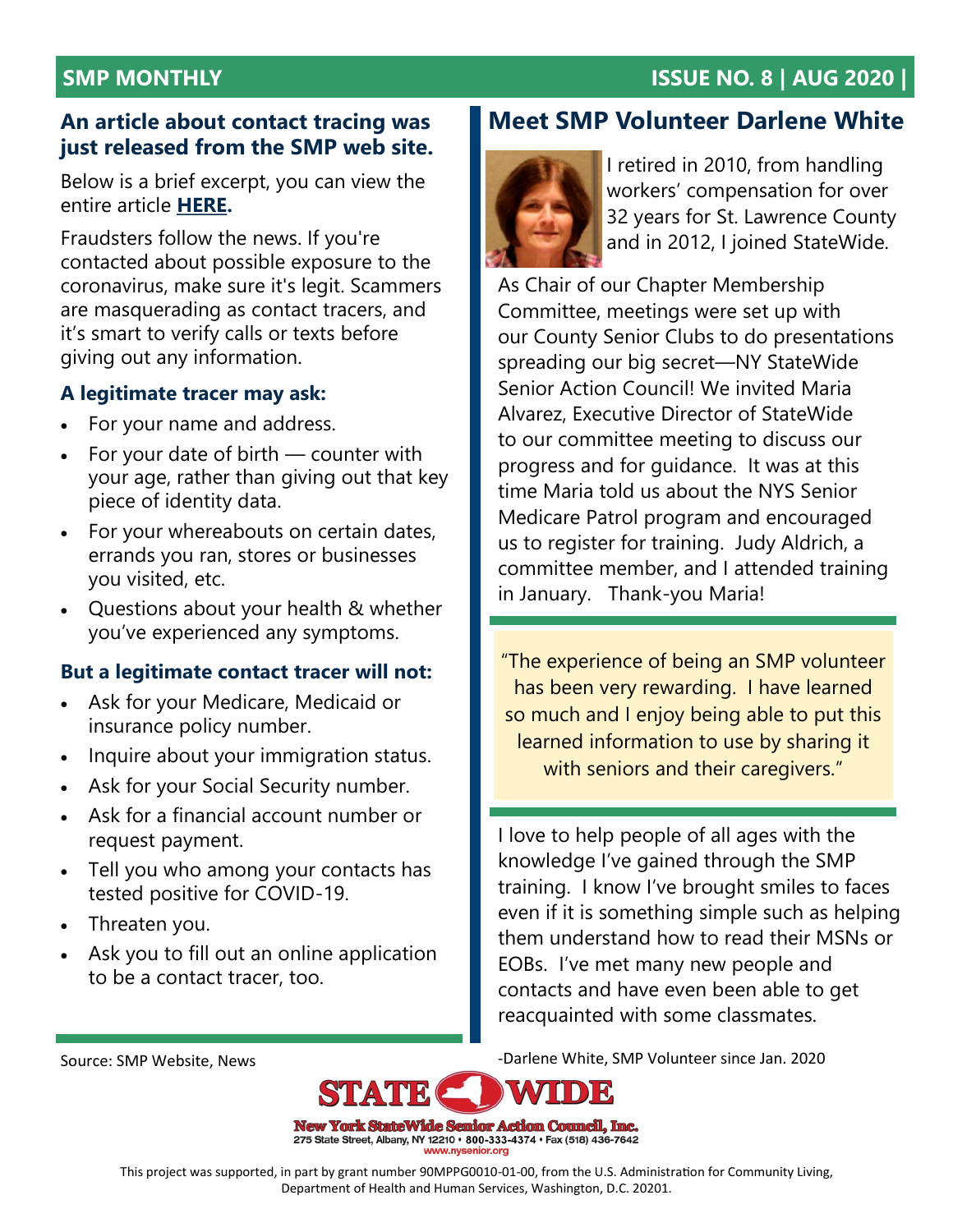## An article about contact tracing was just released from the SMP web site.

Below is a brief excerpt, you can view the entire article **HERE**.

Fraudsters follow the news. If you're contacted about possible exposure to the coronavirus, make sure it's legit. Scammers are masquerading as contact tracers, and it's smart to verify calls or texts before giving out any information.

### A legitimate tracer may ask:

- For your name and address.
- For your date of birth — counter with your age, rather than giving out that key piece of identity data.
- For your whereabouts on certain dates, errands you ran, stores or businesses you visited, etc.
- Questions about your health & whether you've experienced any symptoms.

### But a legitimate contact tracer will not:

- Ask for your Medicare, Medicaid or insurance policy number.
- Inquire about your immigration status.
- Ask for your Social Security number.
- Ask for a financial account number or request payment.
- Tell you who among your contacts has tested positive for COVID-19.
- Threaten you.
- Ask you to fill out an online application to be a contact tracer, too.

Source: SMP Website, News

## Meet SMP Volunteer Darlene White

I retired in 2010, from handling workers' compensation for over 32 years for St. Lawrence County and in 2012, I joined StateWide.

As Chair of our Chapter Membership Committee, meetings were set up with our County Senior Clubs to do presentations spreading our big secret—NY StateWide Senior Action Council! We invited Maria Alvarez, Executive Director of StateWide to our committee meeting to discuss our progress and for guidance. It was at this time Maria told us about the NYS Senior Medicare Patrol program and encouraged us to register for training. Judy Aldrich, a committee member, and I attended training in January. Thank-you Maria!

"The experience of being an SMP volunteer has been very rewarding. I have learned so much and I enjoy being able to put this learned information to use by sharing it with seniors and their caregivers."

I love to help people of all ages with the knowledge I've gained through the SMP training. I know I've brought smiles to faces even if it is something simple such as helping them understand how to read their MSNs or EOBs. I've met many new people and contacts and have even been able to get reacquainted with some classmates.

-Darlene White, SMP Volunteer since Jan. 2020

STATE WIDE

New York StateWide Senior Action Council, Inc.
275 State Street, Albany, NY 12210 • 800-333-4374 • Fax (518) 436-7642
www.nysenior.org

This project was supported, in part by grant number 90MPPG0010-01-00, from the U.S. Administration for Community Living, Department of Health and Human Services, Washington, D.C. 20201.